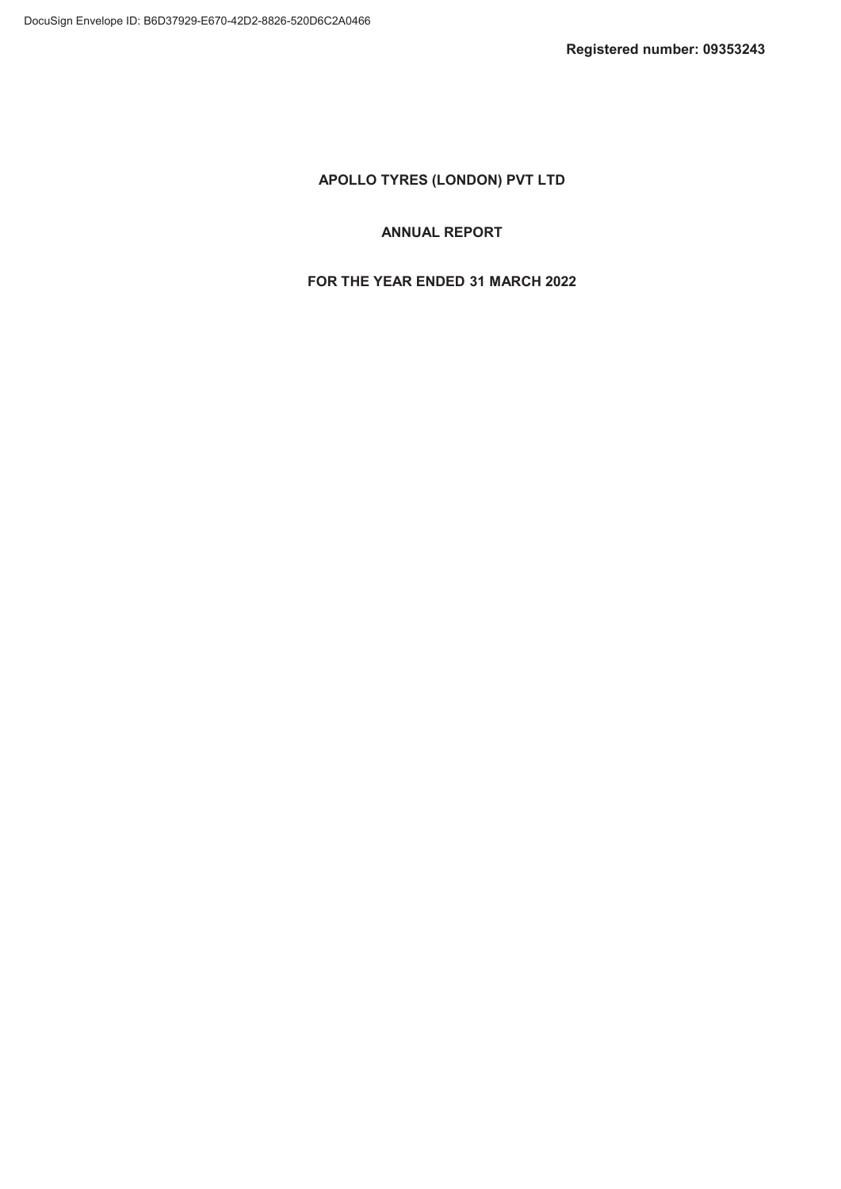DocuSign Envelope ID: B6D37929-E670-42D2-8826-520D6C2A0466

**Registered number: 09353243**

# APOLLO TYRES (LONDON) PVT LTD

## ANNUAL REPORT

## FOR THE YEAR ENDED 31 MARCH 2022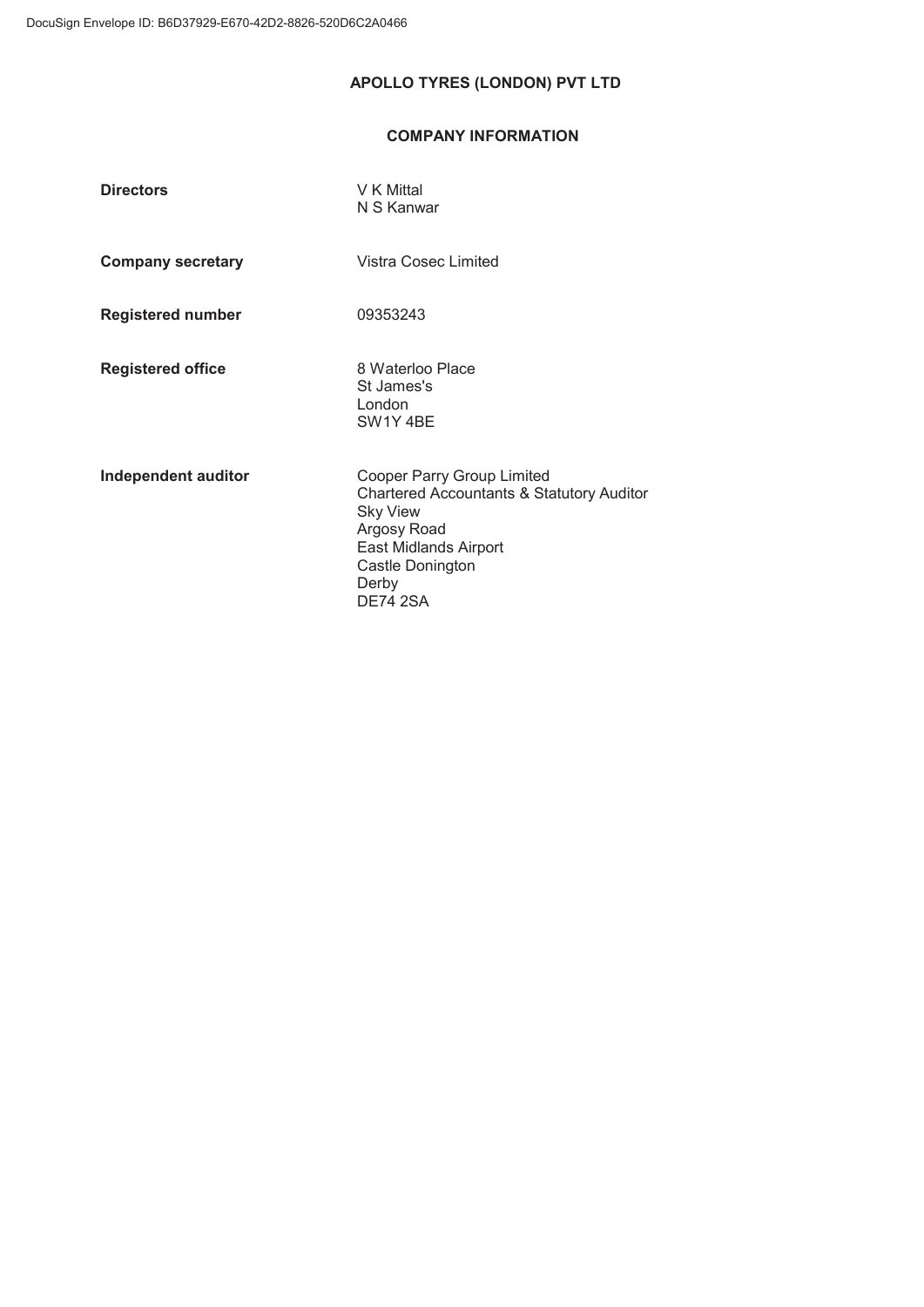# APOLLO TYRES (LONDON) PVT LTD

## COMPANY INFORMATION

| | |
|---|---|
| **Directors** | V K Mittal<br>N S Kanwar |
| **Company secretary** | Vistra Cosec Limited |
| **Registered number** | 09353243 |
| **Registered office** | 8 Waterloo Place<br>St James's<br>London<br>SW1Y 4BE |
| **Independent auditor** | Cooper Parry Group Limited<br>Chartered Accountants & Statutory Auditor<br>Sky View<br>Argosy Road<br>East Midlands Airport<br>Castle Donington<br>Derby<br>DE74 2SA |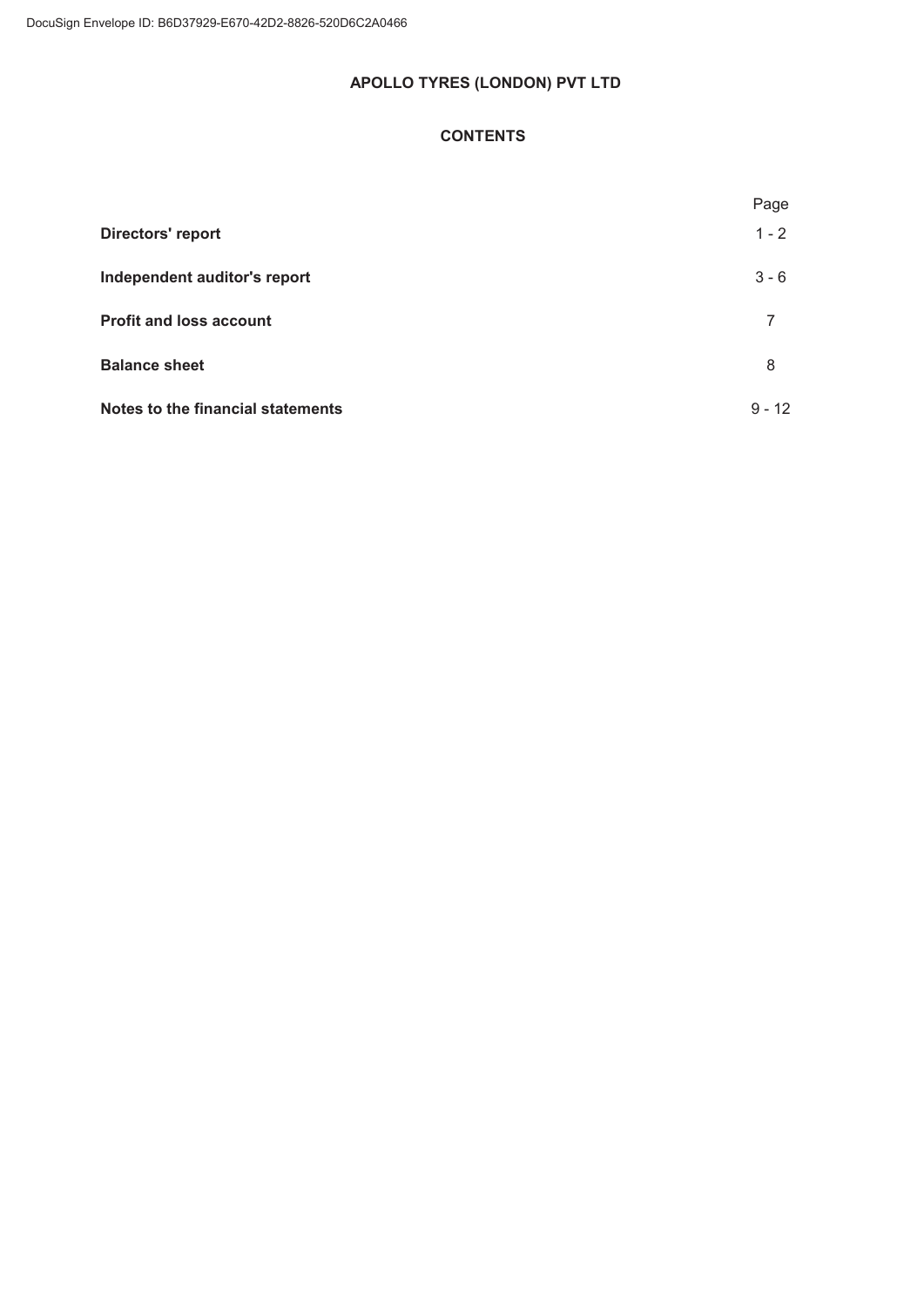# APOLLO TYRES (LONDON) PVT LTD

## CONTENTS

| | Page |
|---|---|
| **Directors' report** | 1 - 2 |
| **Independent auditor's report** | 3 - 6 |
| **Profit and loss account** | 7 |
| **Balance sheet** | 8 |
| **Notes to the financial statements** | 9 - 12 |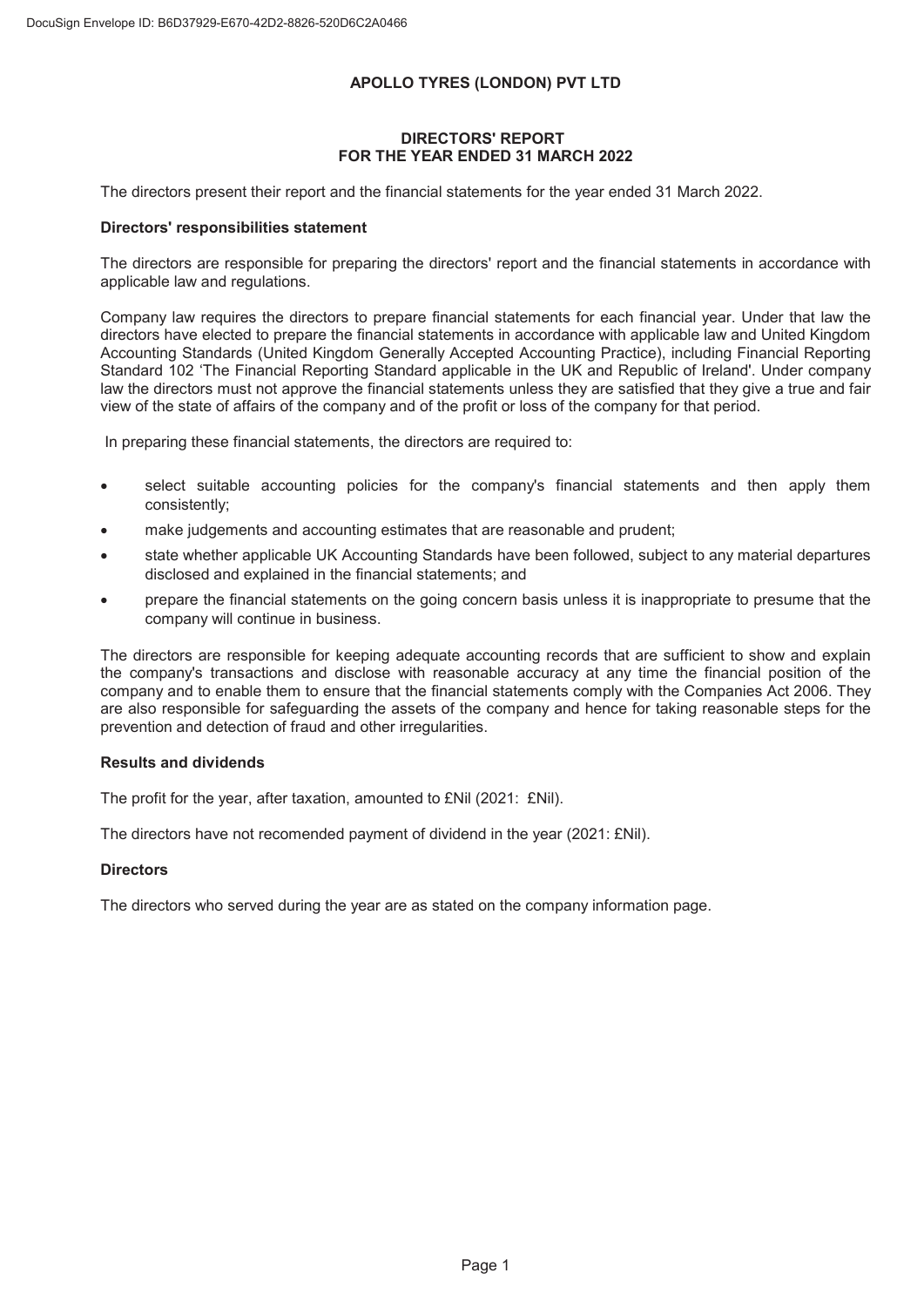# APOLLO TYRES (LONDON) PVT LTD

## DIRECTORS' REPORT
## FOR THE YEAR ENDED 31 MARCH 2022

The directors present their report and the financial statements for the year ended 31 March 2022.

### Directors' responsibilities statement

The directors are responsible for preparing the directors' report and the financial statements in accordance with applicable law and regulations.

Company law requires the directors to prepare financial statements for each financial year. Under that law the directors have elected to prepare the financial statements in accordance with applicable law and United Kingdom Accounting Standards (United Kingdom Generally Accepted Accounting Practice), including Financial Reporting Standard 102 'The Financial Reporting Standard applicable in the UK and Republic of Ireland'. Under company law the directors must not approve the financial statements unless they are satisfied that they give a true and fair view of the state of affairs of the company and of the profit or loss of the company for that period.

In preparing these financial statements, the directors are required to:

- select suitable accounting policies for the company's financial statements and then apply them consistently;
- make judgements and accounting estimates that are reasonable and prudent;
- state whether applicable UK Accounting Standards have been followed, subject to any material departures disclosed and explained in the financial statements; and
- prepare the financial statements on the going concern basis unless it is inappropriate to presume that the company will continue in business.

The directors are responsible for keeping adequate accounting records that are sufficient to show and explain the company's transactions and disclose with reasonable accuracy at any time the financial position of the company and to enable them to ensure that the financial statements comply with the Companies Act 2006. They are also responsible for safeguarding the assets of the company and hence for taking reasonable steps for the prevention and detection of fraud and other irregularities.

### Results and dividends

The profit for the year, after taxation, amounted to £Nil (2021: £Nil).

The directors have not recomended payment of dividend in the year (2021: £Nil).

### Directors

The directors who served during the year are as stated on the company information page.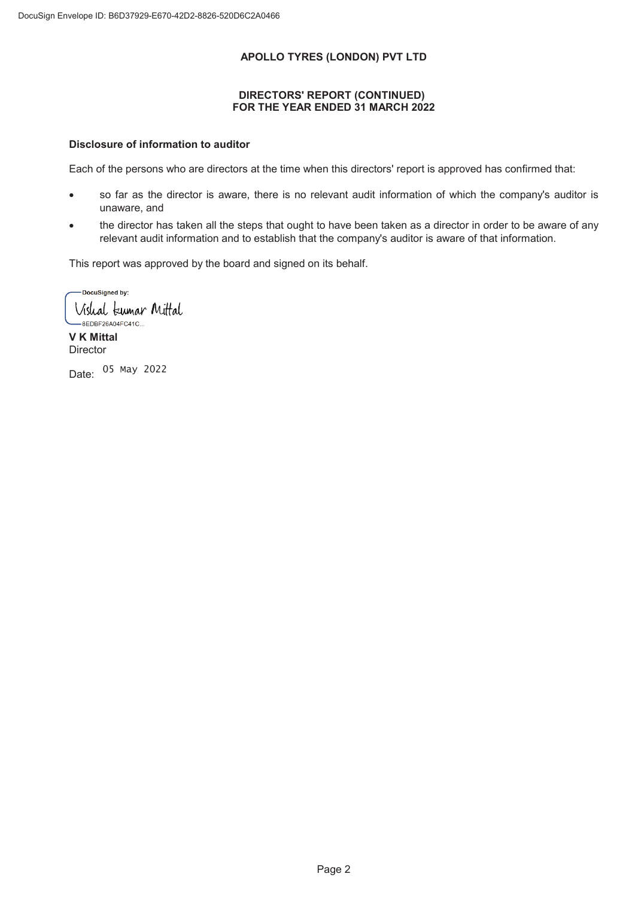# APOLLO TYRES (LONDON) PVT LTD

## DIRECTORS' REPORT (CONTINUED)
## FOR THE YEAR ENDED 31 MARCH 2022

### Disclosure of information to auditor

Each of the persons who are directors at the time when this directors' report is approved has confirmed that:

- so far as the director is aware, there is no relevant audit information of which the company's auditor is unaware, and
- the director has taken all the steps that ought to have been taken as a director in order to be aware of any relevant audit information and to establish that the company's auditor is aware of that information.

This report was approved by the board and signed on its behalf.

DocuSigned by:
Vishal Kumar Mittal
8EDBF26A04FC41C...

**V K Mittal**
Director

Date: 05 May 2022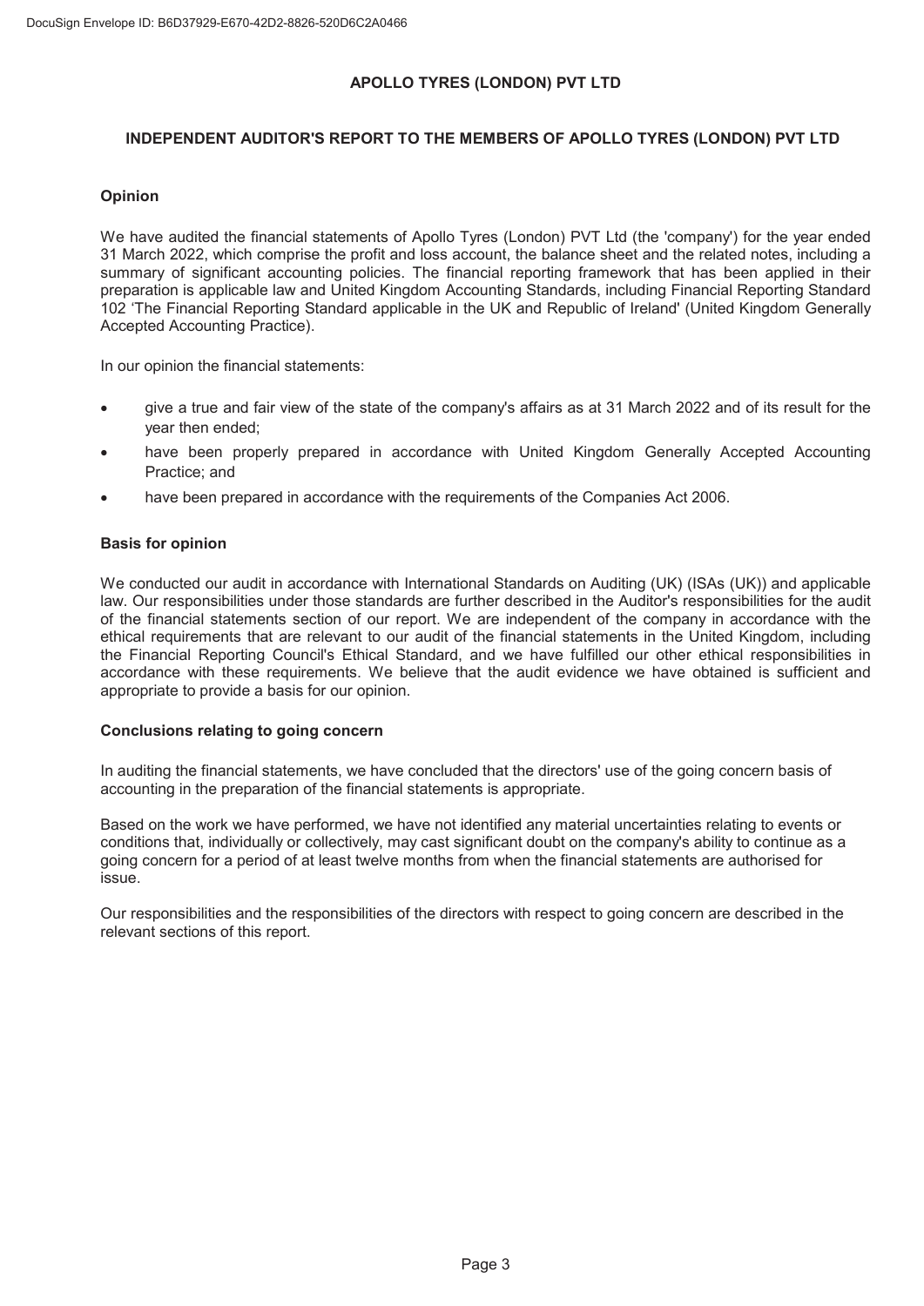# APOLLO TYRES (LONDON) PVT LTD

## INDEPENDENT AUDITOR'S REPORT TO THE MEMBERS OF APOLLO TYRES (LONDON) PVT LTD

### Opinion

We have audited the financial statements of Apollo Tyres (London) PVT Ltd (the 'company') for the year ended 31 March 2022, which comprise the profit and loss account, the balance sheet and the related notes, including a summary of significant accounting policies. The financial reporting framework that has been applied in their preparation is applicable law and United Kingdom Accounting Standards, including Financial Reporting Standard 102 'The Financial Reporting Standard applicable in the UK and Republic of Ireland' (United Kingdom Generally Accepted Accounting Practice).

In our opinion the financial statements:

- give a true and fair view of the state of the company's affairs as at 31 March 2022 and of its result for the year then ended;
- have been properly prepared in accordance with United Kingdom Generally Accepted Accounting Practice; and
- have been prepared in accordance with the requirements of the Companies Act 2006.

### Basis for opinion

We conducted our audit in accordance with International Standards on Auditing (UK) (ISAs (UK)) and applicable law. Our responsibilities under those standards are further described in the Auditor's responsibilities for the audit of the financial statements section of our report. We are independent of the company in accordance with the ethical requirements that are relevant to our audit of the financial statements in the United Kingdom, including the Financial Reporting Council's Ethical Standard, and we have fulfilled our other ethical responsibilities in accordance with these requirements. We believe that the audit evidence we have obtained is sufficient and appropriate to provide a basis for our opinion.

### Conclusions relating to going concern

In auditing the financial statements, we have concluded that the directors' use of the going concern basis of accounting in the preparation of the financial statements is appropriate.

Based on the work we have performed, we have not identified any material uncertainties relating to events or conditions that, individually or collectively, may cast significant doubt on the company's ability to continue as a going concern for a period of at least twelve months from when the financial statements are authorised for issue.

Our responsibilities and the responsibilities of the directors with respect to going concern are described in the relevant sections of this report.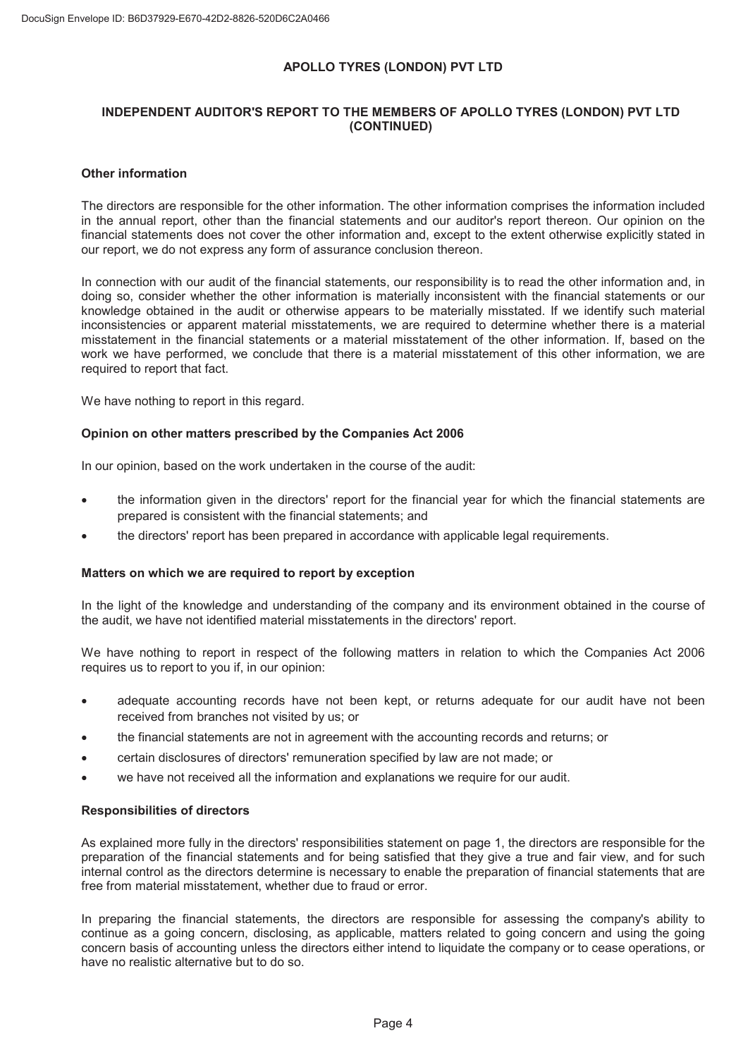## APOLLO TYRES (LONDON) PVT LTD

## INDEPENDENT AUDITOR'S REPORT TO THE MEMBERS OF APOLLO TYRES (LONDON) PVT LTD (CONTINUED)

### Other information

The directors are responsible for the other information. The other information comprises the information included in the annual report, other than the financial statements and our auditor's report thereon. Our opinion on the financial statements does not cover the other information and, except to the extent otherwise explicitly stated in our report, we do not express any form of assurance conclusion thereon.

In connection with our audit of the financial statements, our responsibility is to read the other information and, in doing so, consider whether the other information is materially inconsistent with the financial statements or our knowledge obtained in the audit or otherwise appears to be materially misstated. If we identify such material inconsistencies or apparent material misstatements, we are required to determine whether there is a material misstatement in the financial statements or a material misstatement of the other information. If, based on the work we have performed, we conclude that there is a material misstatement of this other information, we are required to report that fact.

We have nothing to report in this regard.

### Opinion on other matters prescribed by the Companies Act 2006

In our opinion, based on the work undertaken in the course of the audit:

- the information given in the directors' report for the financial year for which the financial statements are prepared is consistent with the financial statements; and
- the directors' report has been prepared in accordance with applicable legal requirements.

### Matters on which we are required to report by exception

In the light of the knowledge and understanding of the company and its environment obtained in the course of the audit, we have not identified material misstatements in the directors' report.

We have nothing to report in respect of the following matters in relation to which the Companies Act 2006 requires us to report to you if, in our opinion:

- adequate accounting records have not been kept, or returns adequate for our audit have not been received from branches not visited by us; or
- the financial statements are not in agreement with the accounting records and returns; or
- certain disclosures of directors' remuneration specified by law are not made; or
- we have not received all the information and explanations we require for our audit.

### Responsibilities of directors

As explained more fully in the directors' responsibilities statement on page 1, the directors are responsible for the preparation of the financial statements and for being satisfied that they give a true and fair view, and for such internal control as the directors determine is necessary to enable the preparation of financial statements that are free from material misstatement, whether due to fraud or error.

In preparing the financial statements, the directors are responsible for assessing the company's ability to continue as a going concern, disclosing, as applicable, matters related to going concern and using the going concern basis of accounting unless the directors either intend to liquidate the company or to cease operations, or have no realistic alternative but to do so.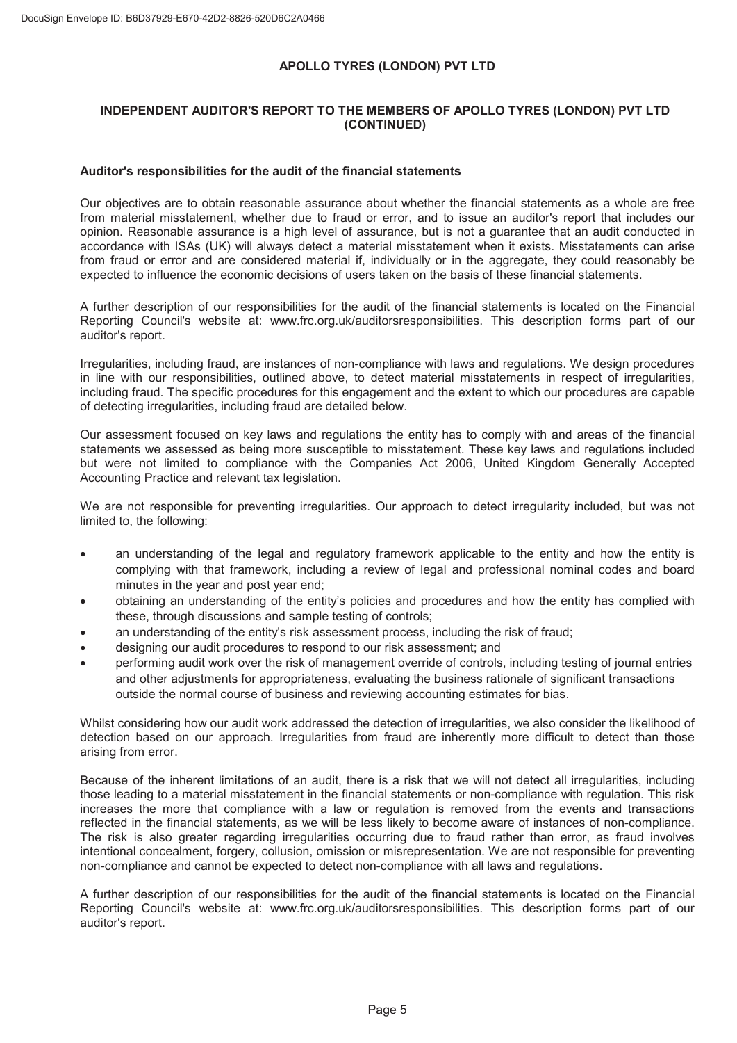**APOLLO TYRES (LONDON) PVT LTD**

**INDEPENDENT AUDITOR'S REPORT TO THE MEMBERS OF APOLLO TYRES (LONDON) PVT LTD (CONTINUED)**

**Auditor's responsibilities for the audit of the financial statements**

Our objectives are to obtain reasonable assurance about whether the financial statements as a whole are free from material misstatement, whether due to fraud or error, and to issue an auditor's report that includes our opinion. Reasonable assurance is a high level of assurance, but is not a guarantee that an audit conducted in accordance with ISAs (UK) will always detect a material misstatement when it exists. Misstatements can arise from fraud or error and are considered material if, individually or in the aggregate, they could reasonably be expected to influence the economic decisions of users taken on the basis of these financial statements.

A further description of our responsibilities for the audit of the financial statements is located on the Financial Reporting Council's website at: www.frc.org.uk/auditorsresponsibilities. This description forms part of our auditor's report.

Irregularities, including fraud, are instances of non-compliance with laws and regulations. We design procedures in line with our responsibilities, outlined above, to detect material misstatements in respect of irregularities, including fraud. The specific procedures for this engagement and the extent to which our procedures are capable of detecting irregularities, including fraud are detailed below.

Our assessment focused on key laws and regulations the entity has to comply with and areas of the financial statements we assessed as being more susceptible to misstatement. These key laws and regulations included but were not limited to compliance with the Companies Act 2006, United Kingdom Generally Accepted Accounting Practice and relevant tax legislation.

We are not responsible for preventing irregularities. Our approach to detect irregularity included, but was not limited to, the following:

- an understanding of the legal and regulatory framework applicable to the entity and how the entity is complying with that framework, including a review of legal and professional nominal codes and board minutes in the year and post year end;
- obtaining an understanding of the entity's policies and procedures and how the entity has complied with these, through discussions and sample testing of controls;
- an understanding of the entity's risk assessment process, including the risk of fraud;
- designing our audit procedures to respond to our risk assessment; and
- performing audit work over the risk of management override of controls, including testing of journal entries and other adjustments for appropriateness, evaluating the business rationale of significant transactions outside the normal course of business and reviewing accounting estimates for bias.

Whilst considering how our audit work addressed the detection of irregularities, we also consider the likelihood of detection based on our approach. Irregularities from fraud are inherently more difficult to detect than those arising from error.

Because of the inherent limitations of an audit, there is a risk that we will not detect all irregularities, including those leading to a material misstatement in the financial statements or non-compliance with regulation. This risk increases the more that compliance with a law or regulation is removed from the events and transactions reflected in the financial statements, as we will be less likely to become aware of instances of non-compliance. The risk is also greater regarding irregularities occurring due to fraud rather than error, as fraud involves intentional concealment, forgery, collusion, omission or misrepresentation. We are not responsible for preventing non-compliance and cannot be expected to detect non-compliance with all laws and regulations.

A further description of our responsibilities for the audit of the financial statements is located on the Financial Reporting Council's website at: www.frc.org.uk/auditorsresponsibilities. This description forms part of our auditor's report.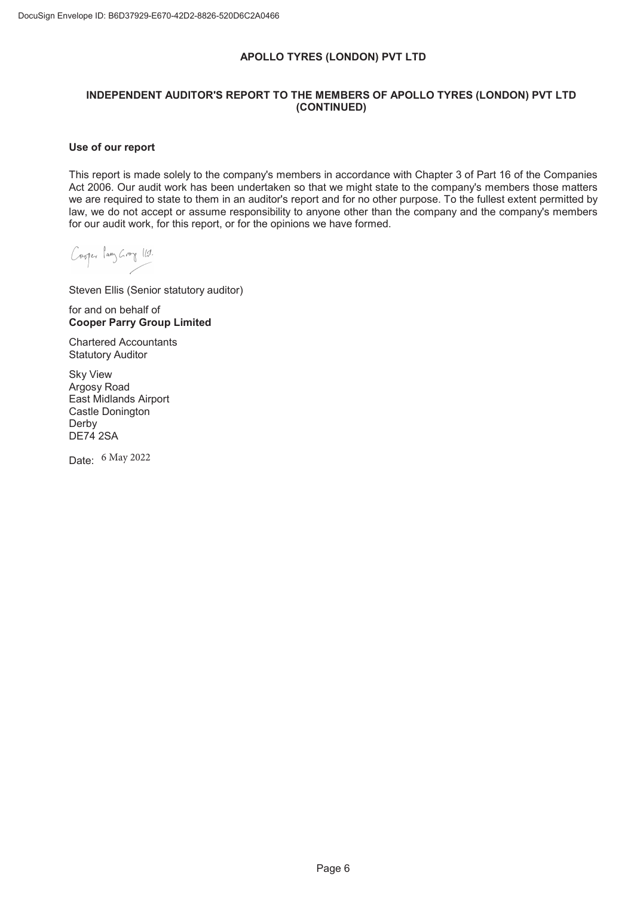DocuSign Envelope ID: B6D37929-E670-42D2-8826-520D6C2A0466

**APOLLO TYRES (LONDON) PVT LTD**

**INDEPENDENT AUDITOR'S REPORT TO THE MEMBERS OF APOLLO TYRES (LONDON) PVT LTD (CONTINUED)**

**Use of our report**

This report is made solely to the company's members in accordance with Chapter 3 of Part 16 of the Companies Act 2006. Our audit work has been undertaken so that we might state to the company's members those matters we are required to state to them in an auditor's report and for no other purpose. To the fullest extent permitted by law, we do not accept or assume responsibility to anyone other than the company and the company's members for our audit work, for this report, or for the opinions we have formed.

Cooper Parry Group Ltd.

Steven Ellis (Senior statutory auditor)

for and on behalf of
**Cooper Parry Group Limited**

Chartered Accountants
Statutory Auditor

Sky View
Argosy Road
East Midlands Airport
Castle Donington
Derby
DE74 2SA

Date: 6 May 2022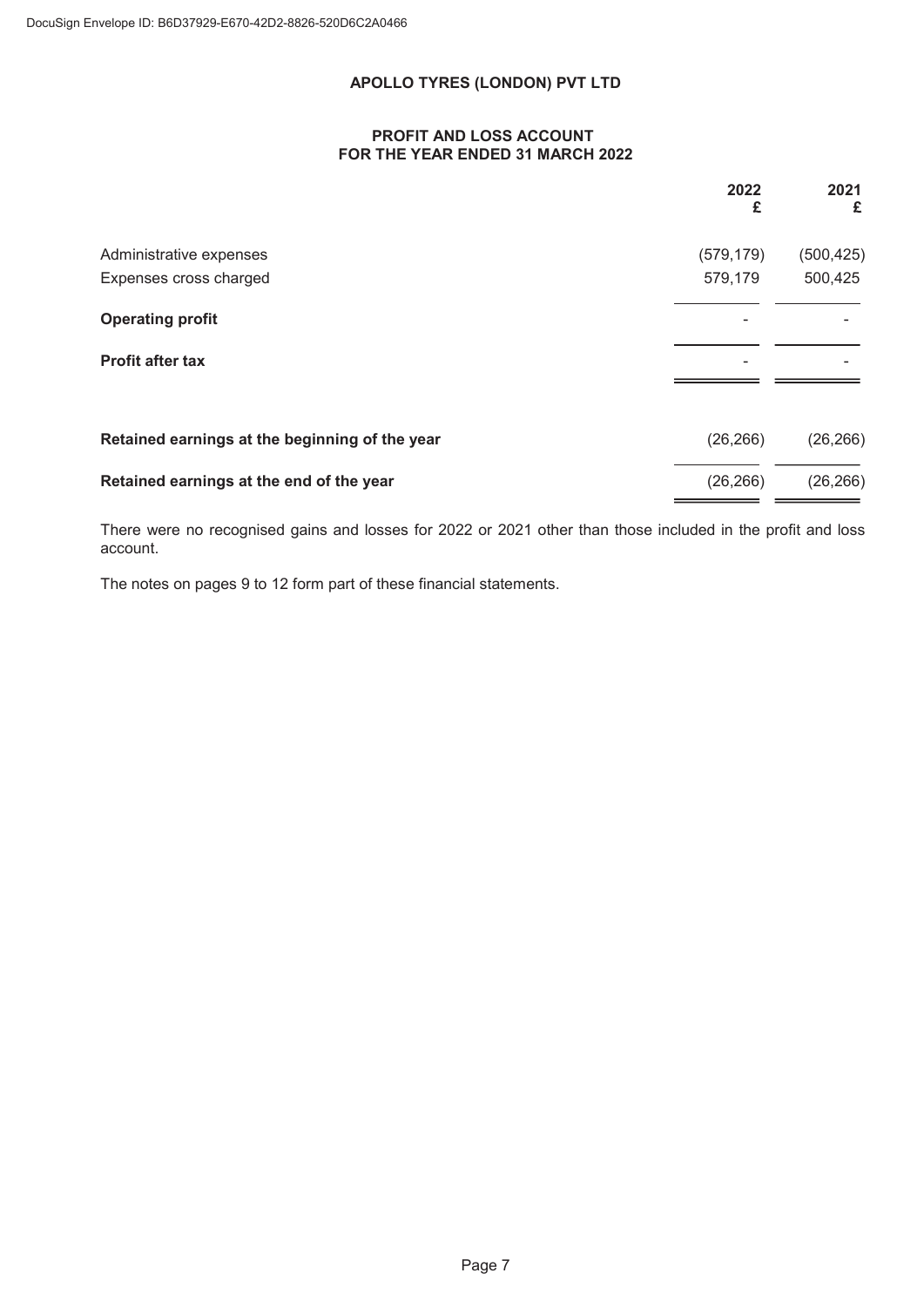DocuSign Envelope ID: B6D37929-E670-42D2-8826-520D6C2A0466

# APOLLO TYRES (LONDON) PVT LTD

## PROFIT AND LOSS ACCOUNT
## FOR THE YEAR ENDED 31 MARCH 2022

| | 2022<br>£ | 2021<br>£ |
|---|---|---|
| Administrative expenses | (579,179) | (500,425) |
| Expenses cross charged | 579,179 | 500,425 |
| **Operating profit** | - | - |
| **Profit after tax** | - | - |
| | | |
| **Retained earnings at the beginning of the year** | (26,266) | (26,266) |
| **Retained earnings at the end of the year** | (26,266) | (26,266) |

There were no recognised gains and losses for 2022 or 2021 other than those included in the profit and loss account.

The notes on pages 9 to 12 form part of these financial statements.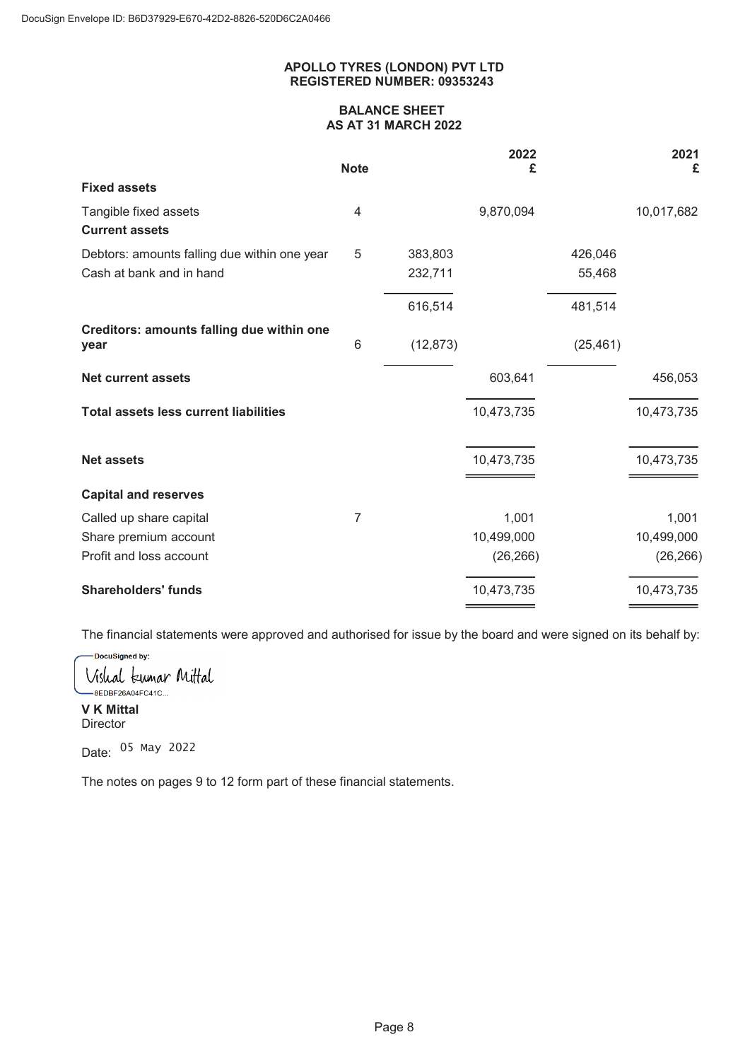DocuSign Envelope ID: B6D37929-E670-42D2-8826-520D6C2A0466

**APOLLO TYRES (LONDON) PVT LTD**
**REGISTERED NUMBER: 09353243**

**BALANCE SHEET**
**AS AT 31 MARCH 2022**

| | Note | | 2022 £ | | 2021 £ |
|---|---|---|---|---|---|
| **Fixed assets** | | | | | |
| Tangible fixed assets | 4 | | 9,870,094 | | 10,017,682 |
| **Current assets** | | | | | |
| Debtors: amounts falling due within one year | 5 | 383,803 | | 426,046 | |
| Cash at bank and in hand | | 232,711 | | 55,468 | |
| | | 616,514 | | 481,514 | |
| **Creditors: amounts falling due within one year** | 6 | (12,873) | | (25,461) | |
| **Net current assets** | | | 603,641 | | 456,053 |
| **Total assets less current liabilities** | | | 10,473,735 | | 10,473,735 |
| **Net assets** | | | 10,473,735 | | 10,473,735 |
| **Capital and reserves** | | | | | |
| Called up share capital | 7 | | 1,001 | | 1,001 |
| Share premium account | | | 10,499,000 | | 10,499,000 |
| Profit and loss account | | | (26,266) | | (26,266) |
| **Shareholders' funds** | | | 10,473,735 | | 10,473,735 |

The financial statements were approved and authorised for issue by the board and were signed on its behalf by:

DocuSigned by:
Vishal Kumar Mittal
8EDBF26A04FC41C...

**V K Mittal**
Director

Date: 05 May 2022

The notes on pages 9 to 12 form part of these financial statements.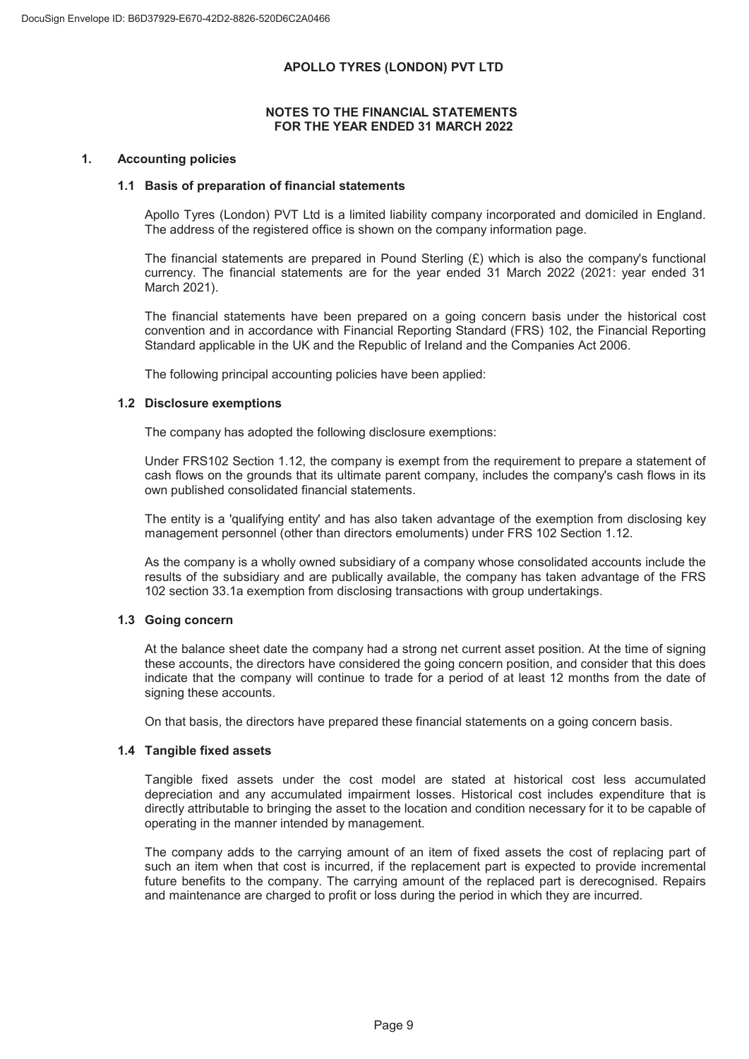# APOLLO TYRES (LONDON) PVT LTD

## NOTES TO THE FINANCIAL STATEMENTS FOR THE YEAR ENDED 31 MARCH 2022

### 1. Accounting policies

#### 1.1 Basis of preparation of financial statements

Apollo Tyres (London) PVT Ltd is a limited liability company incorporated and domiciled in England. The address of the registered office is shown on the company information page.

The financial statements are prepared in Pound Sterling (£) which is also the company's functional currency. The financial statements are for the year ended 31 March 2022 (2021: year ended 31 March 2021).

The financial statements have been prepared on a going concern basis under the historical cost convention and in accordance with Financial Reporting Standard (FRS) 102, the Financial Reporting Standard applicable in the UK and the Republic of Ireland and the Companies Act 2006.

The following principal accounting policies have been applied:

#### 1.2 Disclosure exemptions

The company has adopted the following disclosure exemptions:

Under FRS102 Section 1.12, the company is exempt from the requirement to prepare a statement of cash flows on the grounds that its ultimate parent company, includes the company's cash flows in its own published consolidated financial statements.

The entity is a 'qualifying entity' and has also taken advantage of the exemption from disclosing key management personnel (other than directors emoluments) under FRS 102 Section 1.12.

As the company is a wholly owned subsidiary of a company whose consolidated accounts include the results of the subsidiary and are publically available, the company has taken advantage of the FRS 102 section 33.1a exemption from disclosing transactions with group undertakings.

#### 1.3 Going concern

At the balance sheet date the company had a strong net current asset position. At the time of signing these accounts, the directors have considered the going concern position, and consider that this does indicate that the company will continue to trade for a period of at least 12 months from the date of signing these accounts.

On that basis, the directors have prepared these financial statements on a going concern basis.

#### 1.4 Tangible fixed assets

Tangible fixed assets under the cost model are stated at historical cost less accumulated depreciation and any accumulated impairment losses. Historical cost includes expenditure that is directly attributable to bringing the asset to the location and condition necessary for it to be capable of operating in the manner intended by management.

The company adds to the carrying amount of an item of fixed assets the cost of replacing part of such an item when that cost is incurred, if the replacement part is expected to provide incremental future benefits to the company. The carrying amount of the replaced part is derecognised. Repairs and maintenance are charged to profit or loss during the period in which they are incurred.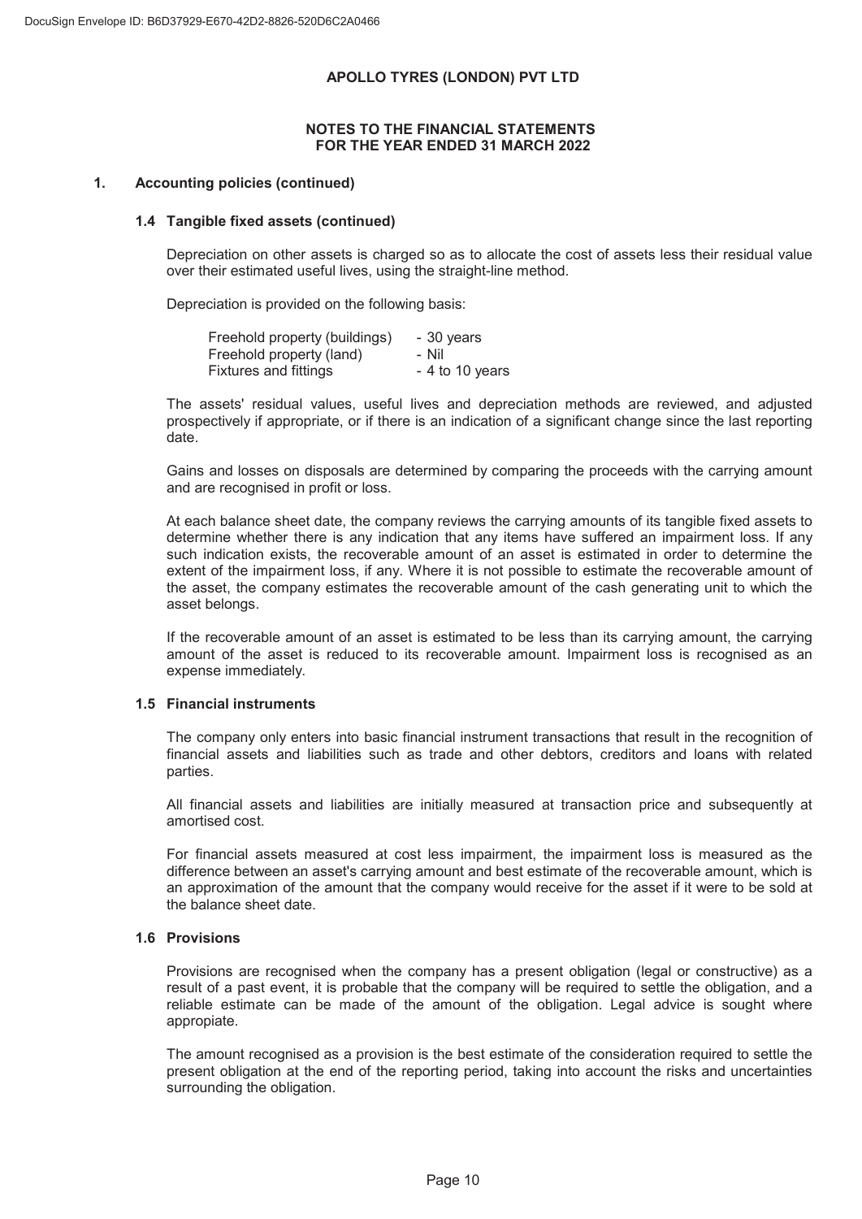**APOLLO TYRES (LONDON) PVT LTD**

**NOTES TO THE FINANCIAL STATEMENTS FOR THE YEAR ENDED 31 MARCH 2022**

**1. Accounting policies (continued)**

**1.4 Tangible fixed assets (continued)**

Depreciation on other assets is charged so as to allocate the cost of assets less their residual value over their estimated useful lives, using the straight-line method.

Depreciation is provided on the following basis:

| | |
|---|---|
| Freehold property (buildings) | - 30 years |
| Freehold property (land) | - Nil |
| Fixtures and fittings | - 4 to 10 years |

The assets' residual values, useful lives and depreciation methods are reviewed, and adjusted prospectively if appropriate, or if there is an indication of a significant change since the last reporting date.

Gains and losses on disposals are determined by comparing the proceeds with the carrying amount and are recognised in profit or loss.

At each balance sheet date, the company reviews the carrying amounts of its tangible fixed assets to determine whether there is any indication that any items have suffered an impairment loss. If any such indication exists, the recoverable amount of an asset is estimated in order to determine the extent of the impairment loss, if any. Where it is not possible to estimate the recoverable amount of the asset, the company estimates the recoverable amount of the cash generating unit to which the asset belongs.

If the recoverable amount of an asset is estimated to be less than its carrying amount, the carrying amount of the asset is reduced to its recoverable amount. Impairment loss is recognised as an expense immediately.

**1.5 Financial instruments**

The company only enters into basic financial instrument transactions that result in the recognition of financial assets and liabilities such as trade and other debtors, creditors and loans with related parties.

All financial assets and liabilities are initially measured at transaction price and subsequently at amortised cost.

For financial assets measured at cost less impairment, the impairment loss is measured as the difference between an asset's carrying amount and best estimate of the recoverable amount, which is an approximation of the amount that the company would receive for the asset if it were to be sold at the balance sheet date.

**1.6 Provisions**

Provisions are recognised when the company has a present obligation (legal or constructive) as a result of a past event, it is probable that the company will be required to settle the obligation, and a reliable estimate can be made of the amount of the obligation. Legal advice is sought where appropiate.

The amount recognised as a provision is the best estimate of the consideration required to settle the present obligation at the end of the reporting period, taking into account the risks and uncertainties surrounding the obligation.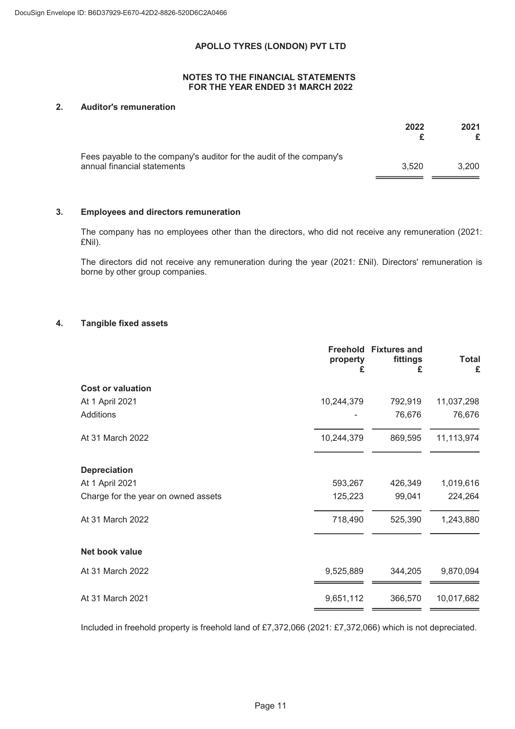**APOLLO TYRES (LONDON) PVT LTD**

**NOTES TO THE FINANCIAL STATEMENTS FOR THE YEAR ENDED 31 MARCH 2022**

## 2. Auditor's remuneration

| | 2022 £ | 2021 £ |
|---|---|---|
| Fees payable to the company's auditor for the audit of the company's annual financial statements | 3,520 | 3,200 |

## 3. Employees and directors remuneration

The company has no employees other than the directors, who did not receive any remuneration (2021: £Nil).

The directors did not receive any remuneration during the year (2021: £Nil). Directors' remuneration is borne by other group companies.

## 4. Tangible fixed assets

| | Freehold property £ | Fixtures and fittings £ | Total £ |
|---|---|---|---|
| **Cost or valuation** | | | |
| At 1 April 2021 | 10,244,379 | 792,919 | 11,037,298 |
| Additions | - | 76,676 | 76,676 |
| At 31 March 2022 | 10,244,379 | 869,595 | 11,113,974 |
| **Depreciation** | | | |
| At 1 April 2021 | 593,267 | 426,349 | 1,019,616 |
| Charge for the year on owned assets | 125,223 | 99,041 | 224,264 |
| At 31 March 2022 | 718,490 | 525,390 | 1,243,880 |
| **Net book value** | | | |
| At 31 March 2022 | 9,525,889 | 344,205 | 9,870,094 |
| At 31 March 2021 | 9,651,112 | 366,570 | 10,017,682 |

Included in freehold property is freehold land of £7,372,066 (2021: £7,372,066) which is not depreciated.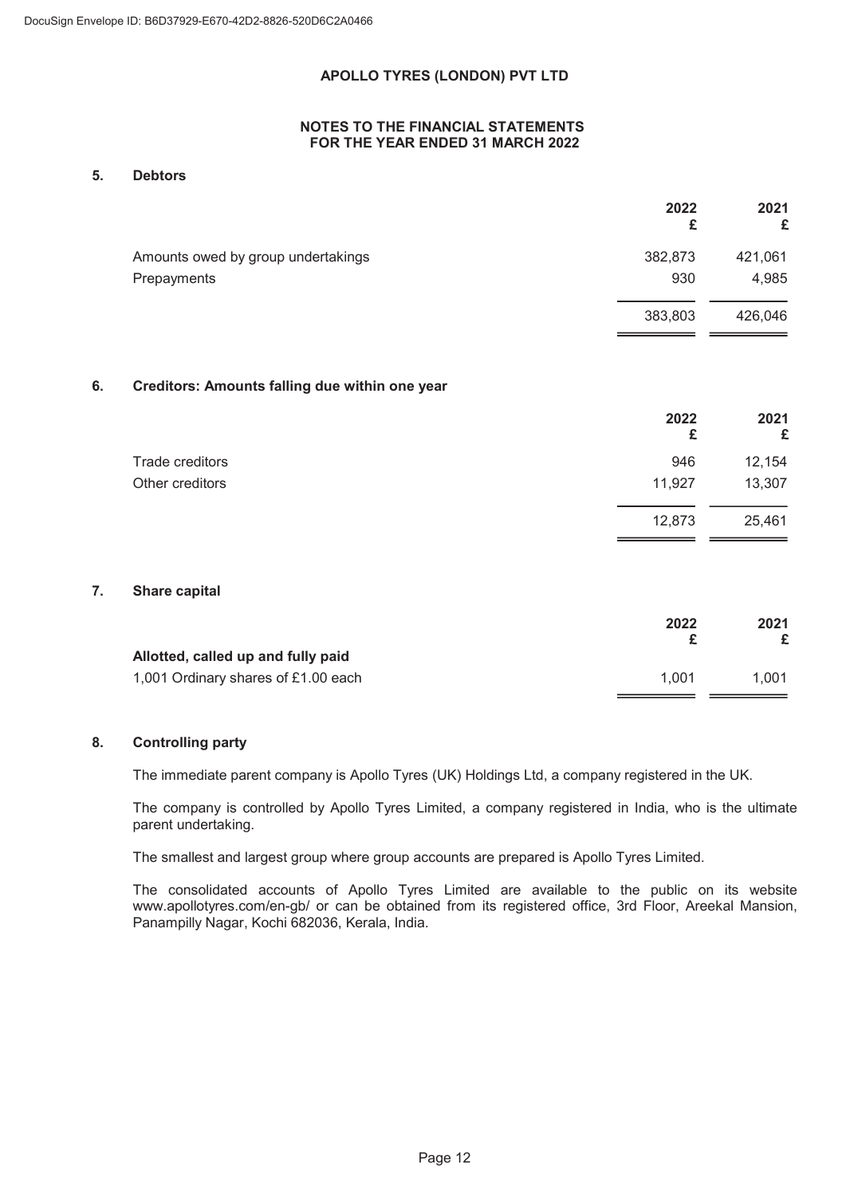# APOLLO TYRES (LONDON) PVT LTD

## NOTES TO THE FINANCIAL STATEMENTS FOR THE YEAR ENDED 31 MARCH 2022

### 5. Debtors

| | 2022 £ | 2021 £ |
|---|---|---|
| Amounts owed by group undertakings | 382,873 | 421,061 |
| Prepayments | 930 | 4,985 |
| | 383,803 | 426,046 |

### 6. Creditors: Amounts falling due within one year

| | 2022 £ | 2021 £ |
|---|---|---|
| Trade creditors | 946 | 12,154 |
| Other creditors | 11,927 | 13,307 |
| | 12,873 | 25,461 |

### 7. Share capital

| | 2022 £ | 2021 £ |
|---|---|---|
| **Allotted, called up and fully paid** | | |
| 1,001 Ordinary shares of £1.00 each | 1,001 | 1,001 |

### 8. Controlling party

The immediate parent company is Apollo Tyres (UK) Holdings Ltd, a company registered in the UK.

The company is controlled by Apollo Tyres Limited, a company registered in India, who is the ultimate parent undertaking.

The smallest and largest group where group accounts are prepared is Apollo Tyres Limited.

The consolidated accounts of Apollo Tyres Limited are available to the public on its website www.apollotyres.com/en-gb/ or can be obtained from its registered office, 3rd Floor, Areekal Mansion, Panampilly Nagar, Kochi 682036, Kerala, India.